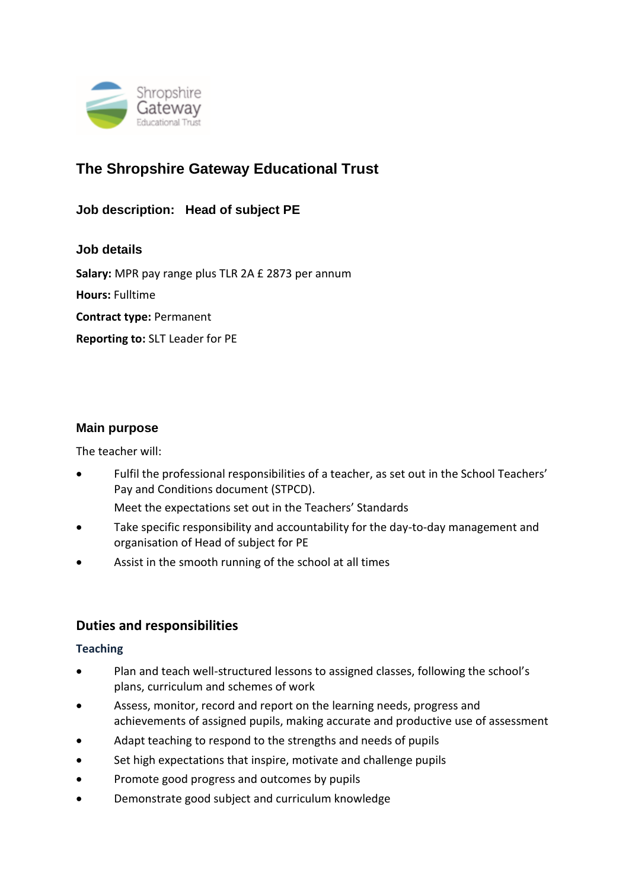# The Shropshire Gateway Educational Trust

## Job description: Head of subject PE

### Job details

**Salary:** MPR pay range plus TLR 2A £ 2873 per annum

**Hours:** Fulltime

**Contract type:** Permanent

**Reporting to:** SLT Leader for PE

### Main purpose

The teacher will:

- Fulfil the professional responsibilities of a teacher, as set out in the School Teachers' Pay and Conditions document (STPCD).

  Meet the expectations set out in the Teachers' Standards
- Take specific responsibility and accountability for the day-to-day management and organisation of Head of subject for PE
- Assist in the smooth running of the school at all times

### Duties and responsibilities

#### Teaching

- Plan and teach well-structured lessons to assigned classes, following the school's plans, curriculum and schemes of work
- Assess, monitor, record and report on the learning needs, progress and achievements of assigned pupils, making accurate and productive use of assessment
- Adapt teaching to respond to the strengths and needs of pupils
- Set high expectations that inspire, motivate and challenge pupils
- Promote good progress and outcomes by pupils
- Demonstrate good subject and curriculum knowledge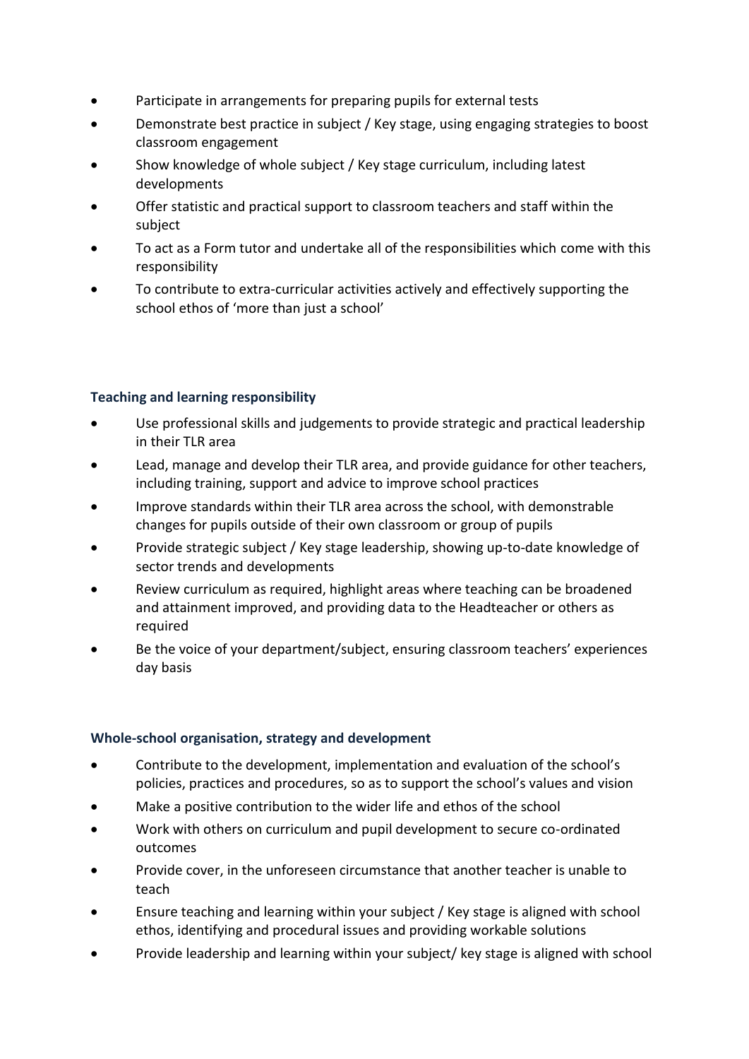- Participate in arrangements for preparing pupils for external tests
- Demonstrate best practice in subject / Key stage, using engaging strategies to boost classroom engagement
- Show knowledge of whole subject / Key stage curriculum, including latest developments
- Offer statistic and practical support to classroom teachers and staff within the subject
- To act as a Form tutor and undertake all of the responsibilities which come with this responsibility
- To contribute to extra-curricular activities actively and effectively supporting the school ethos of 'more than just a school'

**Teaching and learning responsibility**

- Use professional skills and judgements to provide strategic and practical leadership in their TLR area
- Lead, manage and develop their TLR area, and provide guidance for other teachers, including training, support and advice to improve school practices
- Improve standards within their TLR area across the school, with demonstrable changes for pupils outside of their own classroom or group of pupils
- Provide strategic subject / Key stage leadership, showing up-to-date knowledge of sector trends and developments
- Review curriculum as required, highlight areas where teaching can be broadened and attainment improved, and providing data to the Headteacher or others as required
- Be the voice of your department/subject, ensuring classroom teachers' experiences day basis

**Whole-school organisation, strategy and development**

- Contribute to the development, implementation and evaluation of the school's policies, practices and procedures, so as to support the school's values and vision
- Make a positive contribution to the wider life and ethos of the school
- Work with others on curriculum and pupil development to secure co-ordinated outcomes
- Provide cover, in the unforeseen circumstance that another teacher is unable to teach
- Ensure teaching and learning within your subject / Key stage is aligned with school ethos, identifying and procedural issues and providing workable solutions
- Provide leadership and learning within your subject/ key stage is aligned with school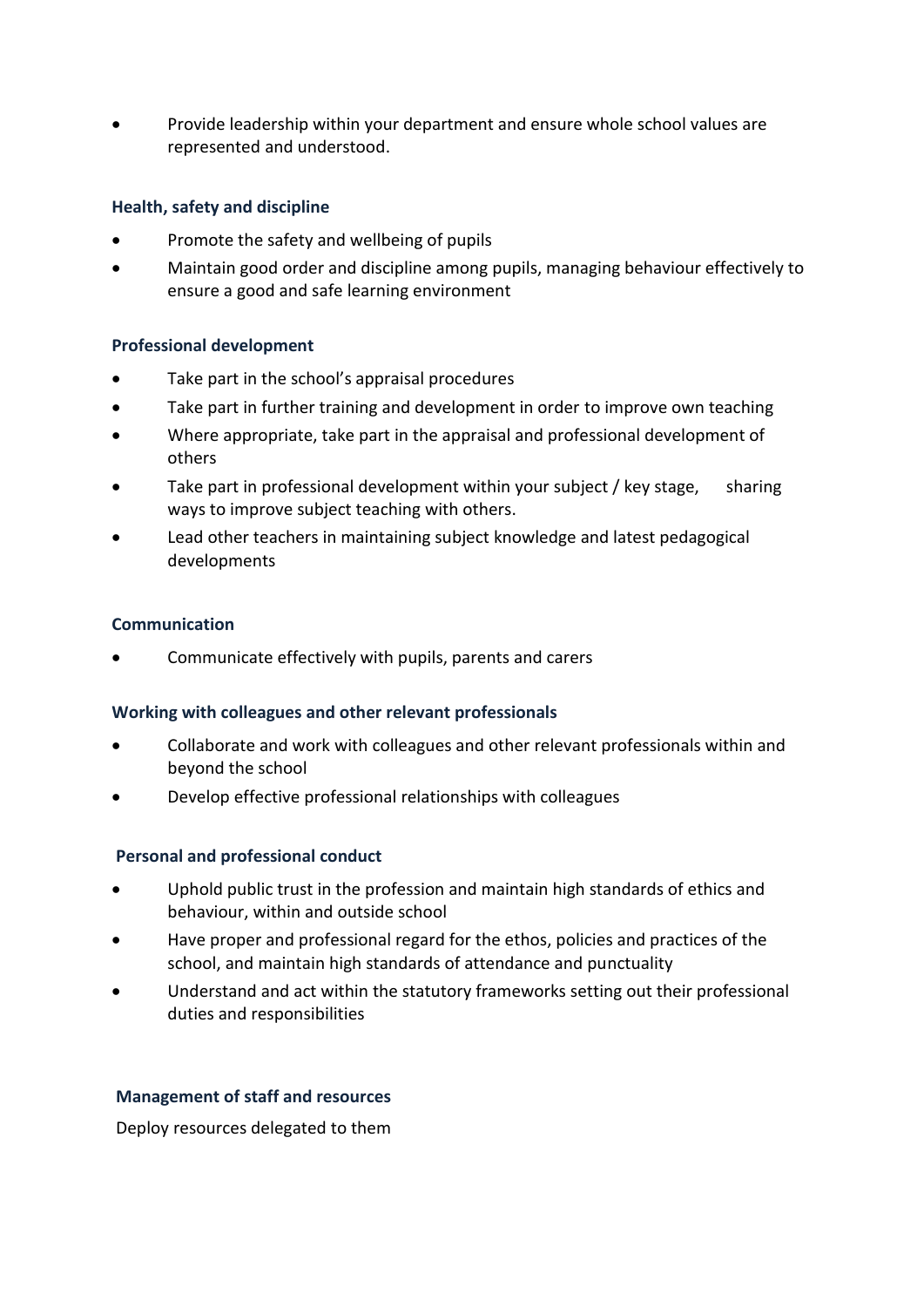- Provide leadership within your department and ensure whole school values are represented and understood.

**Health, safety and discipline**

- Promote the safety and wellbeing of pupils
- Maintain good order and discipline among pupils, managing behaviour effectively to ensure a good and safe learning environment

**Professional development**

- Take part in the school's appraisal procedures
- Take part in further training and development in order to improve own teaching
- Where appropriate, take part in the appraisal and professional development of others
- Take part in professional development within your subject / key stage, sharing ways to improve subject teaching with others.
- Lead other teachers in maintaining subject knowledge and latest pedagogical developments

**Communication**

- Communicate effectively with pupils, parents and carers

**Working with colleagues and other relevant professionals**

- Collaborate and work with colleagues and other relevant professionals within and beyond the school
- Develop effective professional relationships with colleagues

**Personal and professional conduct**

- Uphold public trust in the profession and maintain high standards of ethics and behaviour, within and outside school
- Have proper and professional regard for the ethos, policies and practices of the school, and maintain high standards of attendance and punctuality
- Understand and act within the statutory frameworks setting out their professional duties and responsibilities

**Management of staff and resources**

Deploy resources delegated to them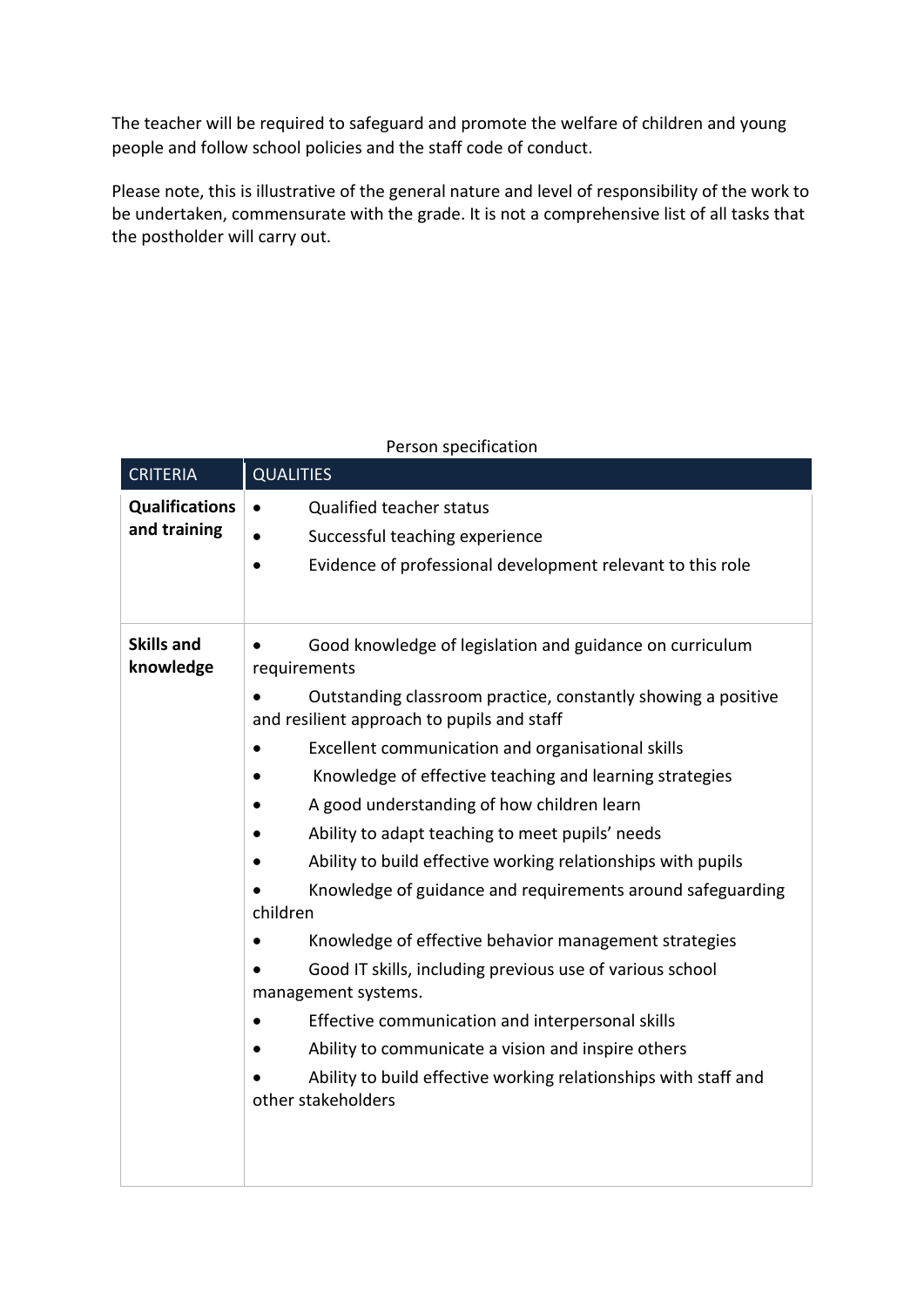The teacher will be required to safeguard and promote the welfare of children and young people and follow school policies and the staff code of conduct.

Please note, this is illustrative of the general nature and level of responsibility of the work to be undertaken, commensurate with the grade. It is not a comprehensive list of all tasks that the postholder will carry out.

Person specification

| CRITERIA | QUALITIES |
| --- | --- |
| **Qualifications and training** | • Qualified teacher status<br>• Successful teaching experience<br>• Evidence of professional development relevant to this role |
| **Skills and knowledge** | • Good knowledge of legislation and guidance on curriculum requirements<br>• Outstanding classroom practice, constantly showing a positive and resilient approach to pupils and staff<br>• Excellent communication and organisational skills<br>• Knowledge of effective teaching and learning strategies<br>• A good understanding of how children learn<br>• Ability to adapt teaching to meet pupils' needs<br>• Ability to build effective working relationships with pupils<br>• Knowledge of guidance and requirements around safeguarding children<br>• Knowledge of effective behavior management strategies<br>• Good IT skills, including previous use of various school management systems.<br>• Effective communication and interpersonal skills<br>• Ability to communicate a vision and inspire others<br>• Ability to build effective working relationships with staff and other stakeholders |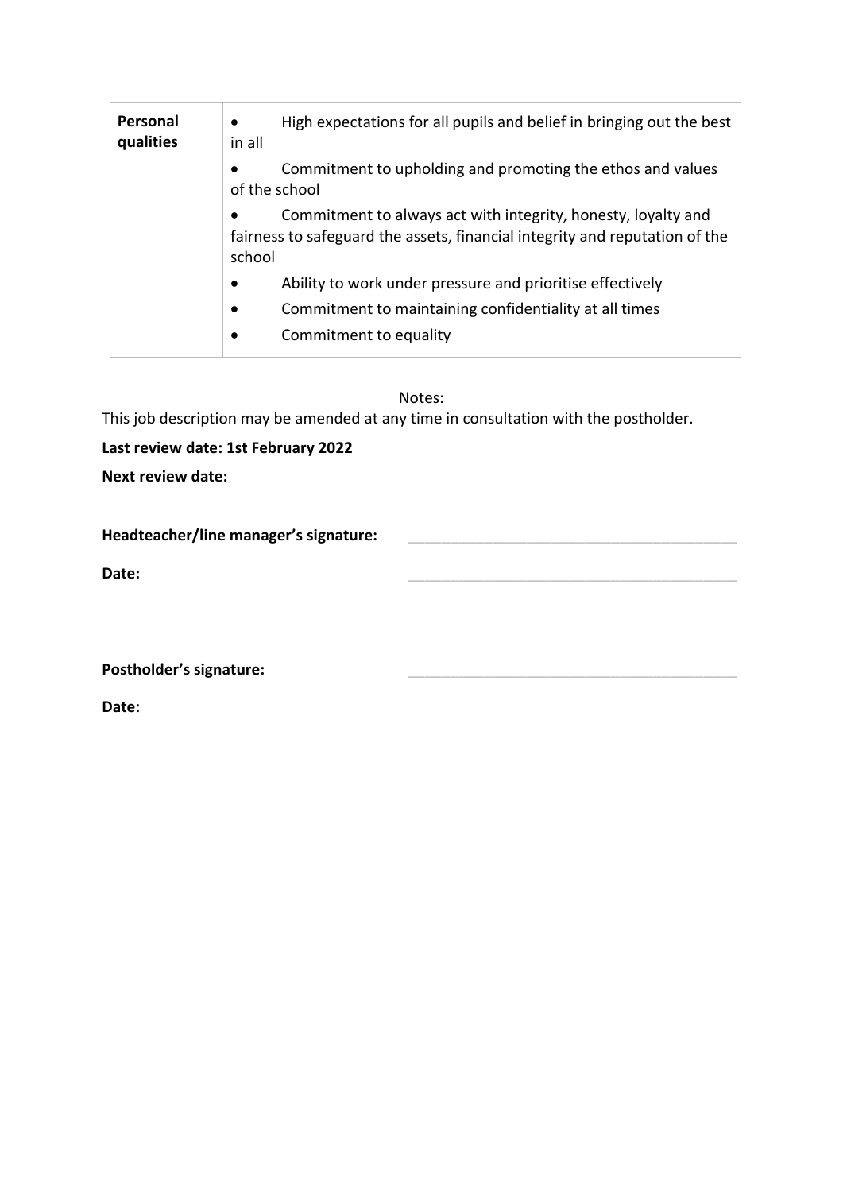| | |
|---|---|
| **Personal qualities** | • High expectations for all pupils and belief in bringing out the best in all<br>• Commitment to upholding and promoting the ethos and values of the school<br>• Commitment to always act with integrity, honesty, loyalty and fairness to safeguard the assets, financial integrity and reputation of the school<br>• Ability to work under pressure and prioritise effectively<br>• Commitment to maintaining confidentiality at all times<br>• Commitment to equality |

Notes:

This job description may be amended at any time in consultation with the postholder.

**Last review date: 1st February 2022**

**Next review date:**

**Headteacher/line manager's signature:** ______________________

**Date:** ______________________

**Postholder's signature:** ______________________

**Date:**